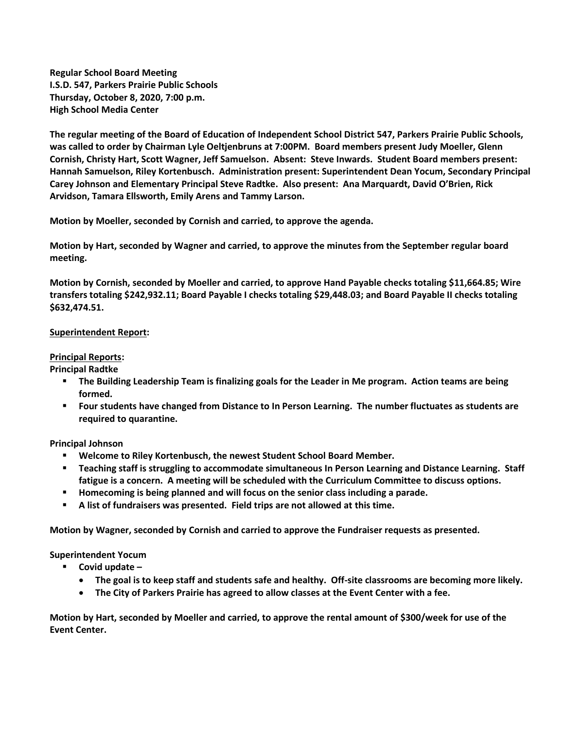**Regular School Board Meeting**
**I.S.D. 547, Parkers Prairie Public Schools**
**Thursday, October 8, 2020, 7:00 p.m.**
**High School Media Center**

**The regular meeting of the Board of Education of Independent School District 547, Parkers Prairie Public Schools, was called to order by Chairman Lyle Oeltjenbruns at 7:00PM. Board members present Judy Moeller, Glenn Cornish, Christy Hart, Scott Wagner, Jeff Samuelson. Absent: Steve Inwards. Student Board members present: Hannah Samuelson, Riley Kortenbusch. Administration present: Superintendent Dean Yocum, Secondary Principal Carey Johnson and Elementary Principal Steve Radtke. Also present: Ana Marquardt, David O'Brien, Rick Arvidson, Tamara Ellsworth, Emily Arens and Tammy Larson.**

**Motion by Moeller, seconded by Cornish and carried, to approve the agenda.**

**Motion by Hart, seconded by Wagner and carried, to approve the minutes from the September regular board meeting.**

**Motion by Cornish, seconded by Moeller and carried, to approve Hand Payable checks totaling $11,664.85; Wire transfers totaling $242,932.11; Board Payable I checks totaling $29,448.03; and Board Payable II checks totaling $632,474.51.**

**Superintendent Report:**

**Principal Reports:**

**Principal Radtke**

- **The Building Leadership Team is finalizing goals for the Leader in Me program. Action teams are being formed.**
- **Four students have changed from Distance to In Person Learning. The number fluctuates as students are required to quarantine.**

**Principal Johnson**

- **Welcome to Riley Kortenbusch, the newest Student School Board Member.**
- **Teaching staff is struggling to accommodate simultaneous In Person Learning and Distance Learning. Staff fatigue is a concern. A meeting will be scheduled with the Curriculum Committee to discuss options.**
- **Homecoming is being planned and will focus on the senior class including a parade.**
- **A list of fundraisers was presented. Field trips are not allowed at this time.**

**Motion by Wagner, seconded by Cornish and carried to approve the Fundraiser requests as presented.**

**Superintendent Yocum**

- **Covid update –**
  - **The goal is to keep staff and students safe and healthy. Off-site classrooms are becoming more likely.**
  - **The City of Parkers Prairie has agreed to allow classes at the Event Center with a fee.**

**Motion by Hart, seconded by Moeller and carried, to approve the rental amount of $300/week for use of the Event Center.**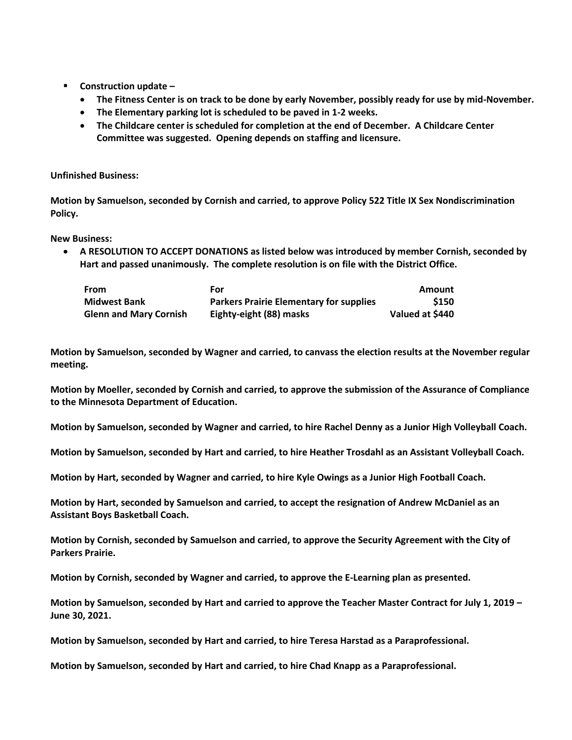- **Construction update –**
  - **The Fitness Center is on track to be done by early November, possibly ready for use by mid-November.**
  - **The Elementary parking lot is scheduled to be paved in 1-2 weeks.**
  - **The Childcare center is scheduled for completion at the end of December. A Childcare Center Committee was suggested. Opening depends on staffing and licensure.**

**Unfinished Business:**

**Motion by Samuelson, seconded by Cornish and carried, to approve Policy 522 Title IX Sex Nondiscrimination Policy.**

**New Business:**

- **A RESOLUTION TO ACCEPT DONATIONS as listed below was introduced by member Cornish, seconded by Hart and passed unanimously. The complete resolution is on file with the District Office.**

| From | For | Amount |
|---|---|---:|
| Midwest Bank | Parkers Prairie Elementary for supplies | $150 |
| Glenn and Mary Cornish | Eighty-eight (88) masks | Valued at $440 |

**Motion by Samuelson, seconded by Wagner and carried, to canvass the election results at the November regular meeting.**

**Motion by Moeller, seconded by Cornish and carried, to approve the submission of the Assurance of Compliance to the Minnesota Department of Education.**

**Motion by Samuelson, seconded by Wagner and carried, to hire Rachel Denny as a Junior High Volleyball Coach.**

**Motion by Samuelson, seconded by Hart and carried, to hire Heather Trosdahl as an Assistant Volleyball Coach.**

**Motion by Hart, seconded by Wagner and carried, to hire Kyle Owings as a Junior High Football Coach.**

**Motion by Hart, seconded by Samuelson and carried, to accept the resignation of Andrew McDaniel as an Assistant Boys Basketball Coach.**

**Motion by Cornish, seconded by Samuelson and carried, to approve the Security Agreement with the City of Parkers Prairie.**

**Motion by Cornish, seconded by Wagner and carried, to approve the E-Learning plan as presented.**

**Motion by Samuelson, seconded by Hart and carried to approve the Teacher Master Contract for July 1, 2019 – June 30, 2021.**

**Motion by Samuelson, seconded by Hart and carried, to hire Teresa Harstad as a Paraprofessional.**

**Motion by Samuelson, seconded by Hart and carried, to hire Chad Knapp as a Paraprofessional.**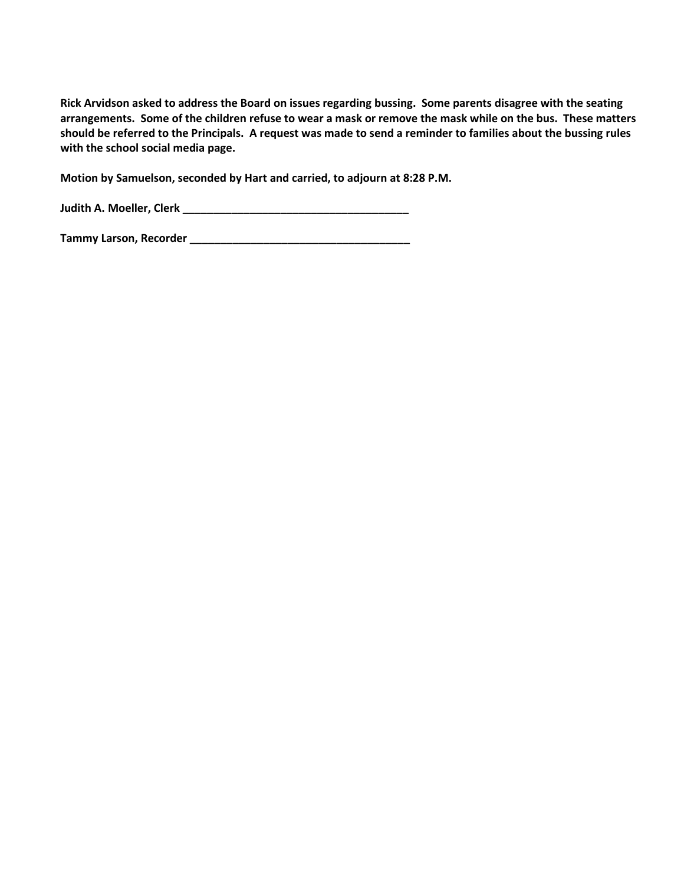**Rick Arvidson asked to address the Board on issues regarding bussing. Some parents disagree with the seating arrangements. Some of the children refuse to wear a mask or remove the mask while on the bus. These matters should be referred to the Principals. A request was made to send a reminder to families about the bussing rules with the school social media page.**

**Motion by Samuelson, seconded by Hart and carried, to adjourn at 8:28 P.M.**

**Judith A. Moeller, Clerk ______________________________________**

**Tammy Larson, Recorder ____________________________________**